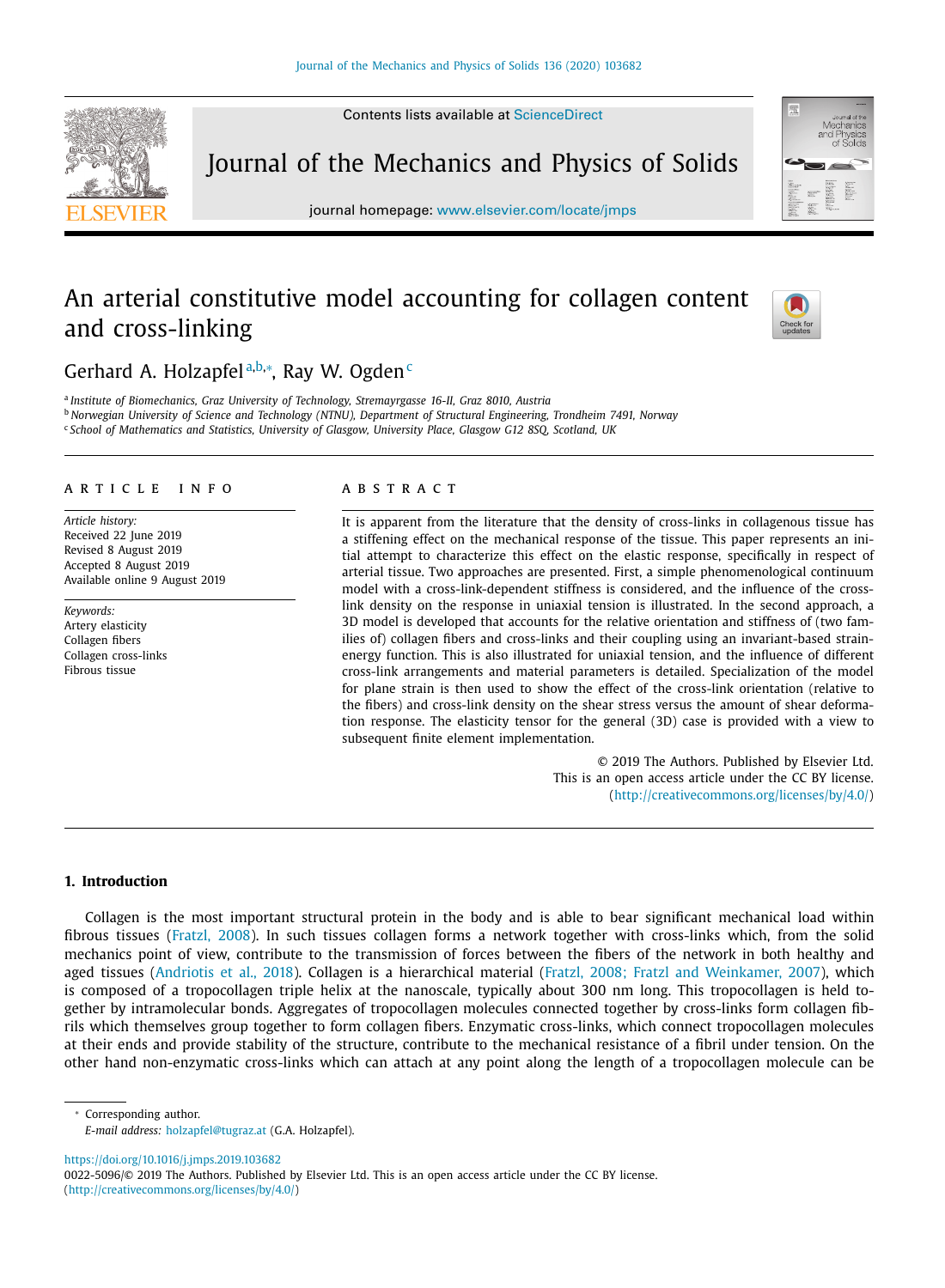# An arterial constitutive model accounting for collagen content and cross-linking

Gerhard A. Holzapfel[a,b,*], Ray W. Ogden[c]

[a] *Institute of Biomechanics, Graz University of Technology, Stremayrgasse 16-II, Graz 8010, Austria*
[b] *Norwegian University of Science and Technology (NTNU), Department of Structural Engineering, Trondheim 7491, Norway*
[c] *School of Mathematics and Statistics, University of Glasgow, University Place, Glasgow G12 8SQ, Scotland, UK*

## ARTICLE INFO

*Article history:*
Received 22 June 2019
Revised 8 August 2019
Accepted 8 August 2019
Available online 9 August 2019

*Keywords:*
Artery elasticity
Collagen fibers
Collagen cross-links
Fibrous tissue

## ABSTRACT

It is apparent from the literature that the density of cross-links in collagenous tissue has a stiffening effect on the mechanical response of the tissue. This paper represents an initial attempt to characterize this effect on the elastic response, specifically in respect of arterial tissue. Two approaches are presented. First, a simple phenomenological continuum model with a cross-link-dependent stiffness is considered, and the influence of the cross-link density on the response in uniaxial tension is illustrated. In the second approach, a 3D model is developed that accounts for the relative orientation and stiffness of (two families of) collagen fibers and cross-links and their coupling using an invariant-based strain-energy function. This is also illustrated for uniaxial tension, and the influence of different cross-link arrangements and material parameters is detailed. Specialization of the model for plane strain is then used to show the effect of the cross-link orientation (relative to the fibers) and cross-link density on the shear stress versus the amount of shear deformation response. The elasticity tensor for the general (3D) case is provided with a view to subsequent finite element implementation.

© 2019 The Authors. Published by Elsevier Ltd.
This is an open access article under the CC BY license.
(http://creativecommons.org/licenses/by/4.0/)

## 1. Introduction

Collagen is the most important structural protein in the body and is able to bear significant mechanical load within fibrous tissues (Fratzl, 2008). In such tissues collagen forms a network together with cross-links which, from the solid mechanics point of view, contribute to the transmission of forces between the fibers of the network in both healthy and aged tissues (Andriotis et al., 2018). Collagen is a hierarchical material (Fratzl, 2008; Fratzl and Weinkamer, 2007), which is composed of a tropocollagen triple helix at the nanoscale, typically about 300 nm long. This tropocollagen is held together by intramolecular bonds. Aggregates of tropocollagen molecules connected together by cross-links form collagen fibrils which themselves group together to form collagen fibers. Enzymatic cross-links, which connect tropocollagen molecules at their ends and provide stability of the structure, contribute to the mechanical resistance of a fibril under tension. On the other hand non-enzymatic cross-links which can attach at any point along the length of a tropocollagen molecule can be

\* Corresponding author.
*E-mail address:* holzapfel@tugraz.at (G.A. Holzapfel).

https://doi.org/10.1016/j.jmps.2019.103682
0022-5096/© 2019 The Authors. Published by Elsevier Ltd. This is an open access article under the CC BY license. (http://creativecommons.org/licenses/by/4.0/)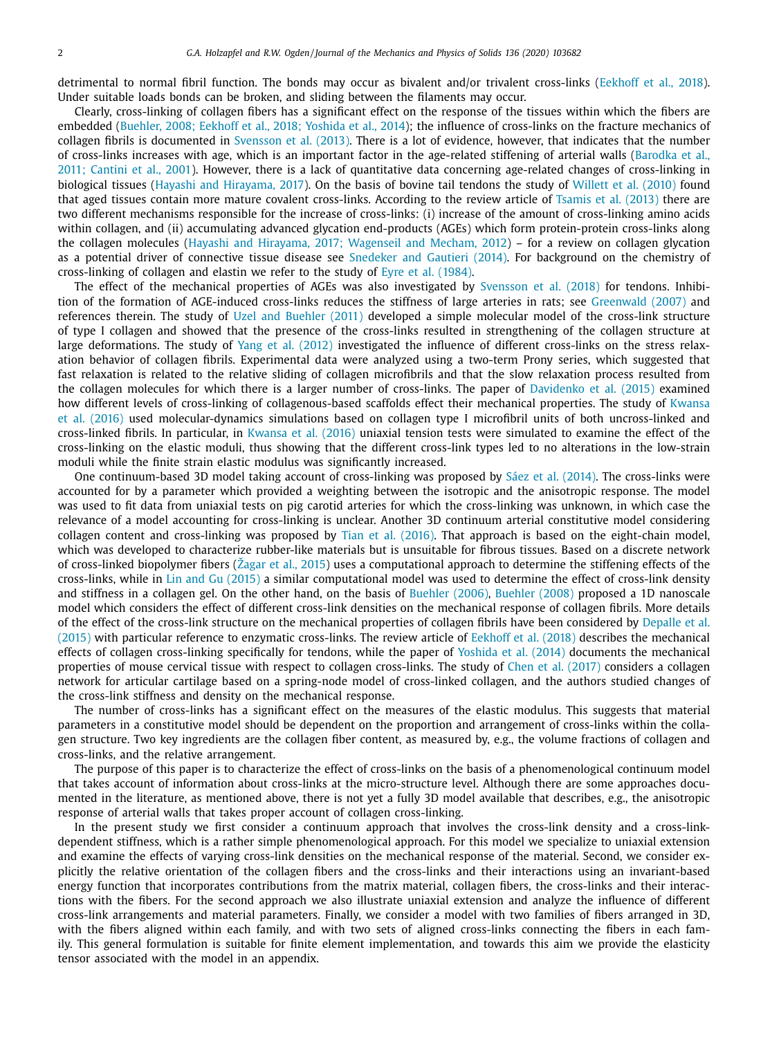detrimental to normal fibril function. The bonds may occur as bivalent and/or trivalent cross-links (Eekhoff et al., 2018). Under suitable loads bonds can be broken, and sliding between the filaments may occur.

Clearly, cross-linking of collagen fibers has a significant effect on the response of the tissues within which the fibers are embedded (Buehler, 2008; Eekhoff et al., 2018; Yoshida et al., 2014); the influence of cross-links on the fracture mechanics of collagen fibrils is documented in Svensson et al. (2013). There is a lot of evidence, however, that indicates that the number of cross-links increases with age, which is an important factor in the age-related stiffening of arterial walls (Barodka et al., 2011; Cantini et al., 2001). However, there is a lack of quantitative data concerning age-related changes of cross-linking in biological tissues (Hayashi and Hirayama, 2017). On the basis of bovine tail tendons the study of Willett et al. (2010) found that aged tissues contain more mature covalent cross-links. According to the review article of Tsamis et al. (2013) there are two different mechanisms responsible for the increase of cross-links: (i) increase of the amount of cross-linking amino acids within collagen, and (ii) accumulating advanced glycation end-products (AGEs) which form protein-protein cross-links along the collagen molecules (Hayashi and Hirayama, 2017; Wagenseil and Mecham, 2012) – for a review on collagen glycation as a potential driver of connective tissue disease see Snedeker and Gautieri (2014). For background on the chemistry of cross-linking of collagen and elastin we refer to the study of Eyre et al. (1984).

The effect of the mechanical properties of AGEs was also investigated by Svensson et al. (2018) for tendons. Inhibition of the formation of AGE-induced cross-links reduces the stiffness of large arteries in rats; see Greenwald (2007) and references therein. The study of Uzel and Buehler (2011) developed a simple molecular model of the cross-link structure of type I collagen and showed that the presence of the cross-links resulted in strengthening of the collagen structure at large deformations. The study of Yang et al. (2012) investigated the influence of different cross-links on the stress relaxation behavior of collagen fibrils. Experimental data were analyzed using a two-term Prony series, which suggested that fast relaxation is related to the relative sliding of collagen microfibrils and that the slow relaxation process resulted from the collagen molecules for which there is a larger number of cross-links. The paper of Davidenko et al. (2015) examined how different levels of cross-linking of collagenous-based scaffolds effect their mechanical properties. The study of Kwansa et al. (2016) used molecular-dynamics simulations based on collagen type I microfibril units of both uncross-linked and cross-linked fibrils. In particular, in Kwansa et al. (2016) uniaxial tension tests were simulated to examine the effect of the cross-linking on the elastic moduli, thus showing that the different cross-link types led to no alterations in the low-strain moduli while the finite strain elastic modulus was significantly increased.

One continuum-based 3D model taking account of cross-linking was proposed by Sáez et al. (2014). The cross-links were accounted for by a parameter which provided a weighting between the isotropic and the anisotropic response. The model was used to fit data from uniaxial tests on pig carotid arteries for which the cross-linking was unknown, in which case the relevance of a model accounting for cross-linking is unclear. Another 3D continuum arterial constitutive model considering collagen content and cross-linking was proposed by Tian et al. (2016). That approach is based on the eight-chain model, which was developed to characterize rubber-like materials but is unsuitable for fibrous tissues. Based on a discrete network of cross-linked biopolymer fibers (Žagar et al., 2015) uses a computational approach to determine the stiffening effects of the cross-links, while in Lin and Gu (2015) a similar computational model was used to determine the effect of cross-link density and stiffness in a collagen gel. On the other hand, on the basis of Buehler (2006), Buehler (2008) proposed a 1D nanoscale model which considers the effect of different cross-link densities on the mechanical response of collagen fibrils. More details of the effect of the cross-link structure on the mechanical properties of collagen fibrils have been considered by Depalle et al. (2015) with particular reference to enzymatic cross-links. The review article of Eekhoff et al. (2018) describes the mechanical effects of collagen cross-linking specifically for tendons, while the paper of Yoshida et al. (2014) documents the mechanical properties of mouse cervical tissue with respect to collagen cross-links. The study of Chen et al. (2017) considers a collagen network for articular cartilage based on a spring-node model of cross-linked collagen, and the authors studied changes of the cross-link stiffness and density on the mechanical response.

The number of cross-links has a significant effect on the measures of the elastic modulus. This suggests that material parameters in a constitutive model should be dependent on the proportion and arrangement of cross-links within the collagen structure. Two key ingredients are the collagen fiber content, as measured by, e.g., the volume fractions of collagen and cross-links, and the relative arrangement.

The purpose of this paper is to characterize the effect of cross-links on the basis of a phenomenological continuum model that takes account of information about cross-links at the micro-structure level. Although there are some approaches documented in the literature, as mentioned above, there is not yet a fully 3D model available that describes, e.g., the anisotropic response of arterial walls that takes proper account of collagen cross-linking.

In the present study we first consider a continuum approach that involves the cross-link density and a cross-link-dependent stiffness, which is a rather simple phenomenological approach. For this model we specialize to uniaxial extension and examine the effects of varying cross-link densities on the mechanical response of the material. Second, we consider explicitly the relative orientation of the collagen fibers and the cross-links and their interactions using an invariant-based energy function that incorporates contributions from the matrix material, collagen fibers, the cross-links and their interactions with the fibers. For the second approach we also illustrate uniaxial extension and analyze the influence of different cross-link arrangements and material parameters. Finally, we consider a model with two families of fibers arranged in 3D, with the fibers aligned within each family, and with two sets of aligned cross-links connecting the fibers in each family. This general formulation is suitable for finite element implementation, and towards this aim we provide the elasticity tensor associated with the model in an appendix.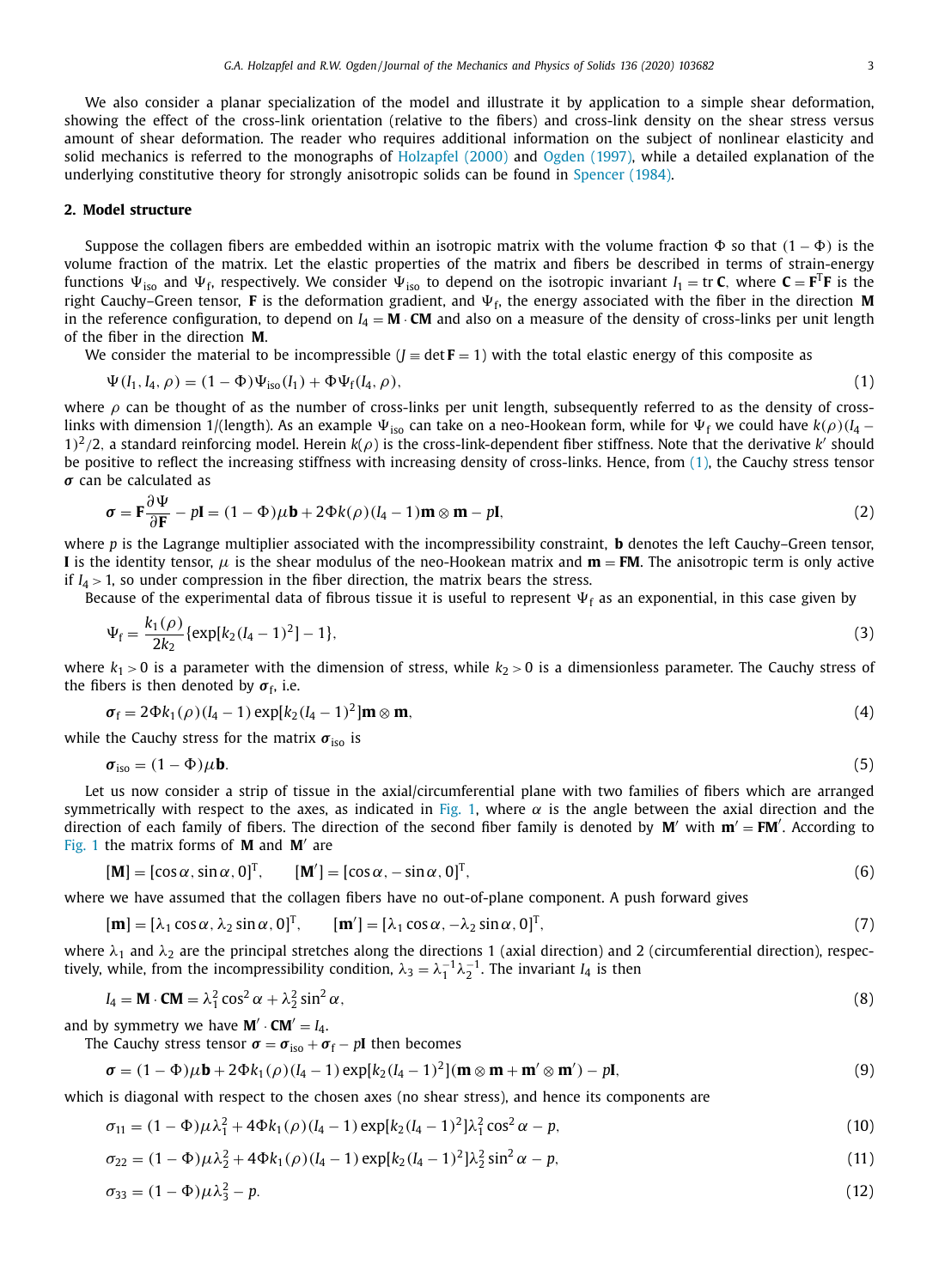We also consider a planar specialization of the model and illustrate it by application to a simple shear deformation, showing the effect of the cross-link orientation (relative to the fibers) and cross-link density on the shear stress versus amount of shear deformation. The reader who requires additional information on the subject of nonlinear elasticity and solid mechanics is referred to the monographs of Holzapfel (2000) and Ogden (1997), while a detailed explanation of the underlying constitutive theory for strongly anisotropic solids can be found in Spencer (1984).

## 2. Model structure

Suppose the collagen fibers are embedded within an isotropic matrix with the volume fraction $\Phi$ so that $(1-\Phi)$ is the volume fraction of the matrix. Let the elastic properties of the matrix and fibers be described in terms of strain-energy functions $\Psi_{\text{iso}}$ and $\Psi_{\text{f}}$, respectively. We consider $\Psi_{\text{iso}}$ to depend on the isotropic invariant $I_1 = \operatorname{tr}\mathbf{C}$, where $\mathbf{C} = \mathbf{F}^{\text{T}}\mathbf{F}$ is the right Cauchy–Green tensor, $\mathbf{F}$ is the deformation gradient, and $\Psi_{\text{f}}$, the energy associated with the fiber in the direction $\mathbf{M}$ in the reference configuration, to depend on $I_4 = \mathbf{M}\cdot\mathbf{CM}$ and also on a measure of the density of cross-links per unit length of the fiber in the direction $\mathbf{M}$.

We consider the material to be incompressible ($J \equiv \det\mathbf{F} = 1$) with the total elastic energy of this composite as

$$\Psi(I_1, I_4, \rho) = (1-\Phi)\Psi_{\text{iso}}(I_1) + \Phi\Psi_{\text{f}}(I_4, \rho), \tag{1}$$

where $\rho$ can be thought of as the number of cross-links per unit length, subsequently referred to as the density of cross-links with dimension 1/(length). As an example $\Psi_{\text{iso}}$ can take on a neo-Hookean form, while for $\Psi_{\text{f}}$ we could have $k(\rho)(I_4-1)^2/2$, a standard reinforcing model. Herein $k(\rho)$ is the cross-link-dependent fiber stiffness. Note that the derivative $k'$ should be positive to reflect the increasing stiffness with increasing density of cross-links. Hence, from (1), the Cauchy stress tensor $\boldsymbol{\sigma}$ can be calculated as

$$\boldsymbol{\sigma} = \mathbf{F}\frac{\partial\Psi}{\partial\mathbf{F}} - p\mathbf{I} = (1-\Phi)\mu\mathbf{b} + 2\Phi k(\rho)(I_4-1)\mathbf{m}\otimes\mathbf{m} - p\mathbf{I}, \tag{2}$$

where $p$ is the Lagrange multiplier associated with the incompressibility constraint, $\mathbf{b}$ denotes the left Cauchy–Green tensor, $\mathbf{I}$ is the identity tensor, $\mu$ is the shear modulus of the neo-Hookean matrix and $\mathbf{m} = \mathbf{FM}$. The anisotropic term is only active if $I_4 > 1$, so under compression in the fiber direction, the matrix bears the stress.

Because of the experimental data of fibrous tissue it is useful to represent $\Psi_{\text{f}}$ as an exponential, in this case given by

$$\Psi_{\text{f}} = \frac{k_1(\rho)}{2k_2}\{\exp[k_2(I_4-1)^2] - 1\}, \tag{3}$$

where $k_1 > 0$ is a parameter with the dimension of stress, while $k_2 > 0$ is a dimensionless parameter. The Cauchy stress of the fibers is then denoted by $\boldsymbol{\sigma}_{\text{f}}$, i.e.

$$\boldsymbol{\sigma}_{\text{f}} = 2\Phi k_1(\rho)(I_4-1)\exp[k_2(I_4-1)^2]\mathbf{m}\otimes\mathbf{m}, \tag{4}$$

while the Cauchy stress for the matrix $\boldsymbol{\sigma}_{\text{iso}}$ is

$$\boldsymbol{\sigma}_{\text{iso}} = (1-\Phi)\mu\mathbf{b}. \tag{5}$$

Let us now consider a strip of tissue in the axial/circumferential plane with two families of fibers which are arranged symmetrically with respect to the axes, as indicated in Fig. 1, where $\alpha$ is the angle between the axial direction and the direction of each family of fibers. The direction of the second fiber family is denoted by $\mathbf{M}'$ with $\mathbf{m}' = \mathbf{FM}'$. According to Fig. 1 the matrix forms of $\mathbf{M}$ and $\mathbf{M}'$ are

$$[\mathbf{M}] = [\cos\alpha, \sin\alpha, 0]^{\text{T}}, \qquad [\mathbf{M}'] = [\cos\alpha, -\sin\alpha, 0]^{\text{T}}, \tag{6}$$

where we have assumed that the collagen fibers have no out-of-plane component. A push forward gives

$$[\mathbf{m}] = [\lambda_1\cos\alpha, \lambda_2\sin\alpha, 0]^{\text{T}}, \qquad [\mathbf{m}'] = [\lambda_1\cos\alpha, -\lambda_2\sin\alpha, 0]^{\text{T}}, \tag{7}$$

where $\lambda_1$ and $\lambda_2$ are the principal stretches along the directions 1 (axial direction) and 2 (circumferential direction), respectively, while, from the incompressibility condition, $\lambda_3 = \lambda_1^{-1}\lambda_2^{-1}$. The invariant $I_4$ is then

$$I_4 = \mathbf{M}\cdot\mathbf{CM} = \lambda_1^2\cos^2\alpha + \lambda_2^2\sin^2\alpha, \tag{8}$$

and by symmetry we have $\mathbf{M}'\cdot\mathbf{CM}' = I_4$.

The Cauchy stress tensor $\boldsymbol{\sigma} = \boldsymbol{\sigma}_{\text{iso}} + \boldsymbol{\sigma}_{\text{f}} - p\mathbf{I}$ then becomes

$$\boldsymbol{\sigma} = (1-\Phi)\mu\mathbf{b} + 2\Phi k_1(\rho)(I_4-1)\exp[k_2(I_4-1)^2](\mathbf{m}\otimes\mathbf{m} + \mathbf{m}'\otimes\mathbf{m}') - p\mathbf{I}, \tag{9}$$

which is diagonal with respect to the chosen axes (no shear stress), and hence its components are

$$\sigma_{11} = (1-\Phi)\mu\lambda_1^2 + 4\Phi k_1(\rho)(I_4-1)\exp[k_2(I_4-1)^2]\lambda_1^2\cos^2\alpha - p, \tag{10}$$

$$\sigma_{22} = (1-\Phi)\mu\lambda_2^2 + 4\Phi k_1(\rho)(I_4-1)\exp[k_2(I_4-1)^2]\lambda_2^2\sin^2\alpha - p, \tag{11}$$

$$\sigma_{33} = (1-\Phi)\mu\lambda_3^2 - p. \tag{12}$$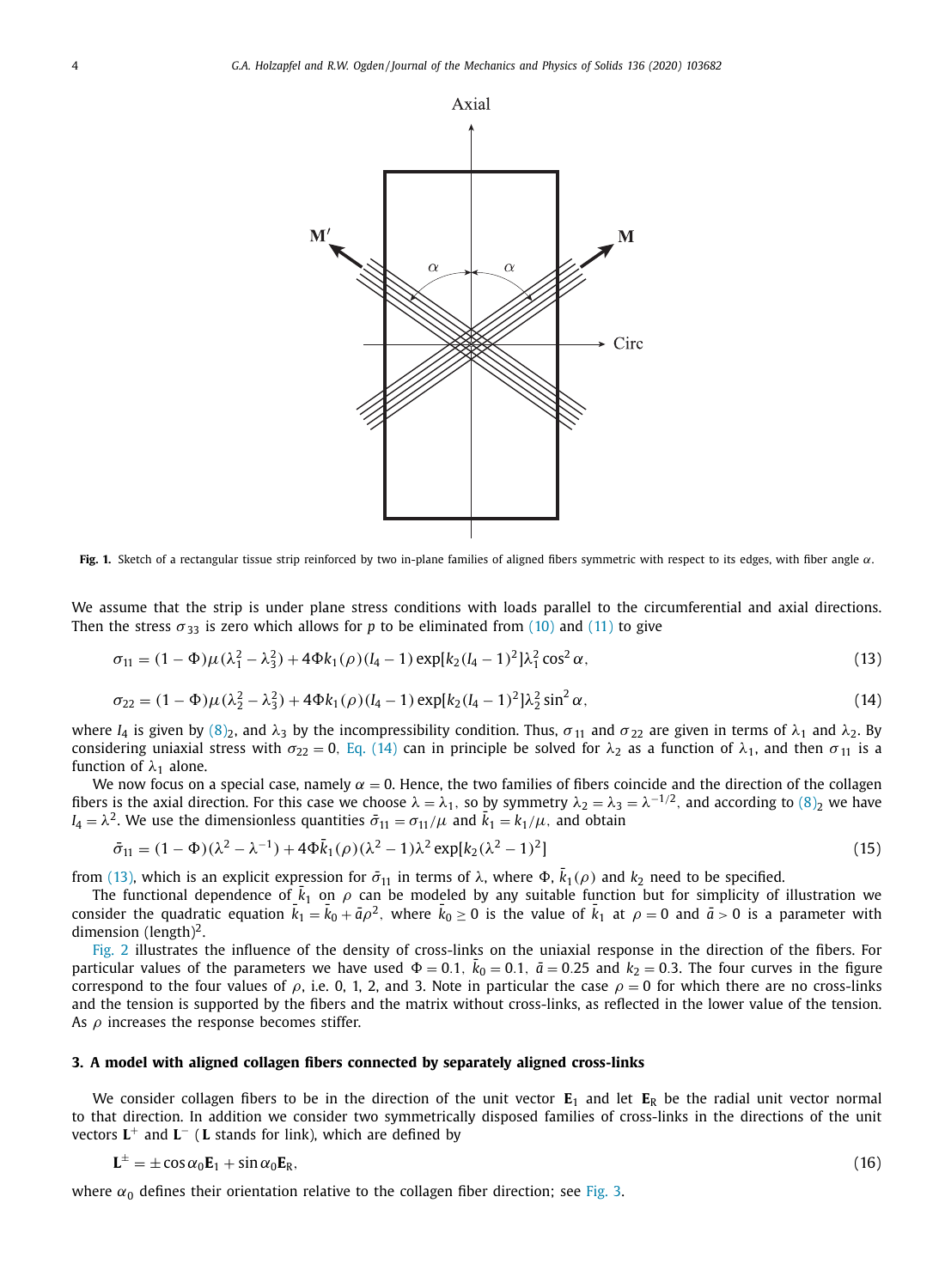**Fig. 1.** Sketch of a rectangular tissue strip reinforced by two in-plane families of aligned fibers symmetric with respect to its edges, with fiber angle $\alpha$.

We assume that the strip is under plane stress conditions with loads parallel to the circumferential and axial directions. Then the stress $\sigma_{33}$ is zero which allows for $p$ to be eliminated from (10) and (11) to give

$$\sigma_{11} = (1-\Phi)\mu(\lambda_1^2 - \lambda_3^2) + 4\Phi k_1(\rho)(I_4 - 1)\exp[k_2(I_4-1)^2]\lambda_1^2\cos^2\alpha, \tag{13}$$

$$\sigma_{22} = (1-\Phi)\mu(\lambda_2^2 - \lambda_3^2) + 4\Phi k_1(\rho)(I_4 - 1)\exp[k_2(I_4-1)^2]\lambda_2^2\sin^2\alpha, \tag{14}$$

where $I_4$ is given by $(8)_2$, and $\lambda_3$ by the incompressibility condition. Thus, $\sigma_{11}$ and $\sigma_{22}$ are given in terms of $\lambda_1$ and $\lambda_2$. By considering uniaxial stress with $\sigma_{22} = 0$, Eq. (14) can in principle be solved for $\lambda_2$ as a function of $\lambda_1$, and then $\sigma_{11}$ is a function of $\lambda_1$ alone.

We now focus on a special case, namely $\alpha = 0$. Hence, the two families of fibers coincide and the direction of the collagen fibers is the axial direction. For this case we choose $\lambda = \lambda_1$, so by symmetry $\lambda_2 = \lambda_3 = \lambda^{-1/2}$, and according to $(8)_2$ we have $I_4 = \lambda^2$. We use the dimensionless quantities $\bar{\sigma}_{11} = \sigma_{11}/\mu$ and $\bar{k}_1 = k_1/\mu$, and obtain

$$\bar{\sigma}_{11} = (1-\Phi)(\lambda^2 - \lambda^{-1}) + 4\Phi\bar{k}_1(\rho)(\lambda^2 - 1)\lambda^2\exp[k_2(\lambda^2-1)^2] \tag{15}$$

from (13), which is an explicit expression for $\bar{\sigma}_{11}$ in terms of $\lambda$, where $\Phi$, $\bar{k}_1(\rho)$ and $k_2$ need to be specified.

The functional dependence of $\bar{k}_1$ on $\rho$ can be modeled by any suitable function but for simplicity of illustration we consider the quadratic equation $\bar{k}_1 = \bar{k}_0 + \bar{a}\rho^2$, where $\bar{k}_0 \geq 0$ is the value of $\bar{k}_1$ at $\rho = 0$ and $\bar{a} > 0$ is a parameter with dimension (length)$^2$.

Fig. 2 illustrates the influence of the density of cross-links on the uniaxial response in the direction of the fibers. For particular values of the parameters we have used $\Phi = 0.1$, $\bar{k}_0 = 0.1$, $\bar{a} = 0.25$ and $k_2 = 0.3$. The four curves in the figure correspond to the four values of $\rho$, i.e. 0, 1, 2, and 3. Note in particular the case $\rho = 0$ for which there are no cross-links and the tension is supported by the fibers and the matrix without cross-links, as reflected in the lower value of the tension. As $\rho$ increases the response becomes stiffer.

### 3. A model with aligned collagen fibers connected by separately aligned cross-links

We consider collagen fibers to be in the direction of the unit vector $\mathbf{E}_1$ and let $\mathbf{E}_\mathrm{R}$ be the radial unit vector normal to that direction. In addition we consider two symmetrically disposed families of cross-links in the directions of the unit vectors $\mathbf{L}^+$ and $\mathbf{L}^-$ ($\mathbf{L}$ stands for link), which are defined by

$$\mathbf{L}^{\pm} = \pm\cos\alpha_0\mathbf{E}_1 + \sin\alpha_0\mathbf{E}_\mathrm{R}, \tag{16}$$

where $\alpha_0$ defines their orientation relative to the collagen fiber direction; see Fig. 3.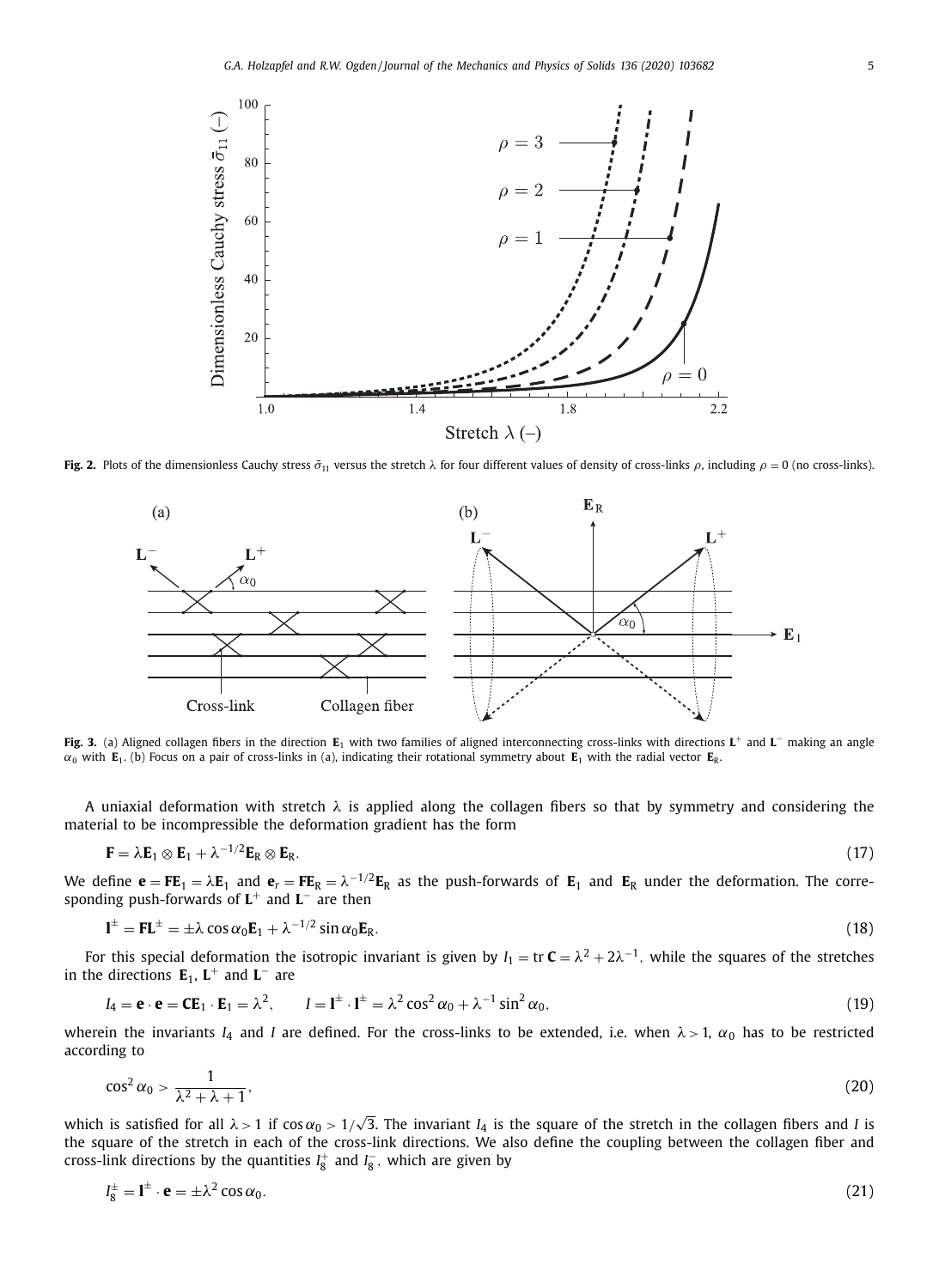**Fig. 2.** Plots of the dimensionless Cauchy stress $\bar{\sigma}_{11}$ versus the stretch $\lambda$ for four different values of density of cross-links $\rho$, including $\rho = 0$ (no cross-links).

**Fig. 3.** (a) Aligned collagen fibers in the direction $\mathbf{E}_1$ with two families of aligned interconnecting cross-links with directions $\mathbf{L}^+$ and $\mathbf{L}^-$ making an angle $\alpha_0$ with $\mathbf{E}_1$. (b) Focus on a pair of cross-links in (a), indicating their rotational symmetry about $\mathbf{E}_1$ with the radial vector $\mathbf{E}_\mathrm{R}$.

A uniaxial deformation with stretch $\lambda$ is applied along the collagen fibers so that by symmetry and considering the material to be incompressible the deformation gradient has the form

$$\mathbf{F} = \lambda \mathbf{E}_1 \otimes \mathbf{E}_1 + \lambda^{-1/2} \mathbf{E}_\mathrm{R} \otimes \mathbf{E}_\mathrm{R}. \tag{17}$$

We define $\mathbf{e} = \mathbf{F}\mathbf{E}_1 = \lambda \mathbf{E}_1$ and $\mathbf{e}_r = \mathbf{F}\mathbf{E}_\mathrm{R} = \lambda^{-1/2}\mathbf{E}_\mathrm{R}$ as the push-forwards of $\mathbf{E}_1$ and $\mathbf{E}_\mathrm{R}$ under the deformation. The corresponding push-forwards of $\mathbf{L}^+$ and $\mathbf{L}^-$ are then

$$\mathbf{l}^\pm = \mathbf{F}\mathbf{L}^\pm = \pm\lambda \cos\alpha_0 \mathbf{E}_1 + \lambda^{-1/2} \sin\alpha_0 \mathbf{E}_\mathrm{R}. \tag{18}$$

For this special deformation the isotropic invariant is given by $I_1 = \mathrm{tr}\,\mathbf{C} = \lambda^2 + 2\lambda^{-1}$, while the squares of the stretches in the directions $\mathbf{E}_1$, $\mathbf{L}^+$ and $\mathbf{L}^-$ are

$$I_4 = \mathbf{e} \cdot \mathbf{e} = \mathbf{C}\mathbf{E}_1 \cdot \mathbf{E}_1 = \lambda^2, \qquad I = \mathbf{l}^\pm \cdot \mathbf{l}^\pm = \lambda^2 \cos^2\alpha_0 + \lambda^{-1} \sin^2\alpha_0, \tag{19}$$

wherein the invariants $I_4$ and $I$ are defined. For the cross-links to be extended, i.e. when $\lambda > 1$, $\alpha_0$ has to be restricted according to

$$\cos^2\alpha_0 > \frac{1}{\lambda^2 + \lambda + 1}, \tag{20}$$

which is satisfied for all $\lambda > 1$ if $\cos\alpha_0 > 1/\sqrt{3}$. The invariant $I_4$ is the square of the stretch in the collagen fibers and $I$ is the square of the stretch in each of the cross-link directions. We also define the coupling between the collagen fiber and cross-link directions by the quantities $I_8^+$ and $I_8^-$, which are given by

$$I_8^\pm = \mathbf{l}^\pm \cdot \mathbf{e} = \pm\lambda^2 \cos\alpha_0. \tag{21}$$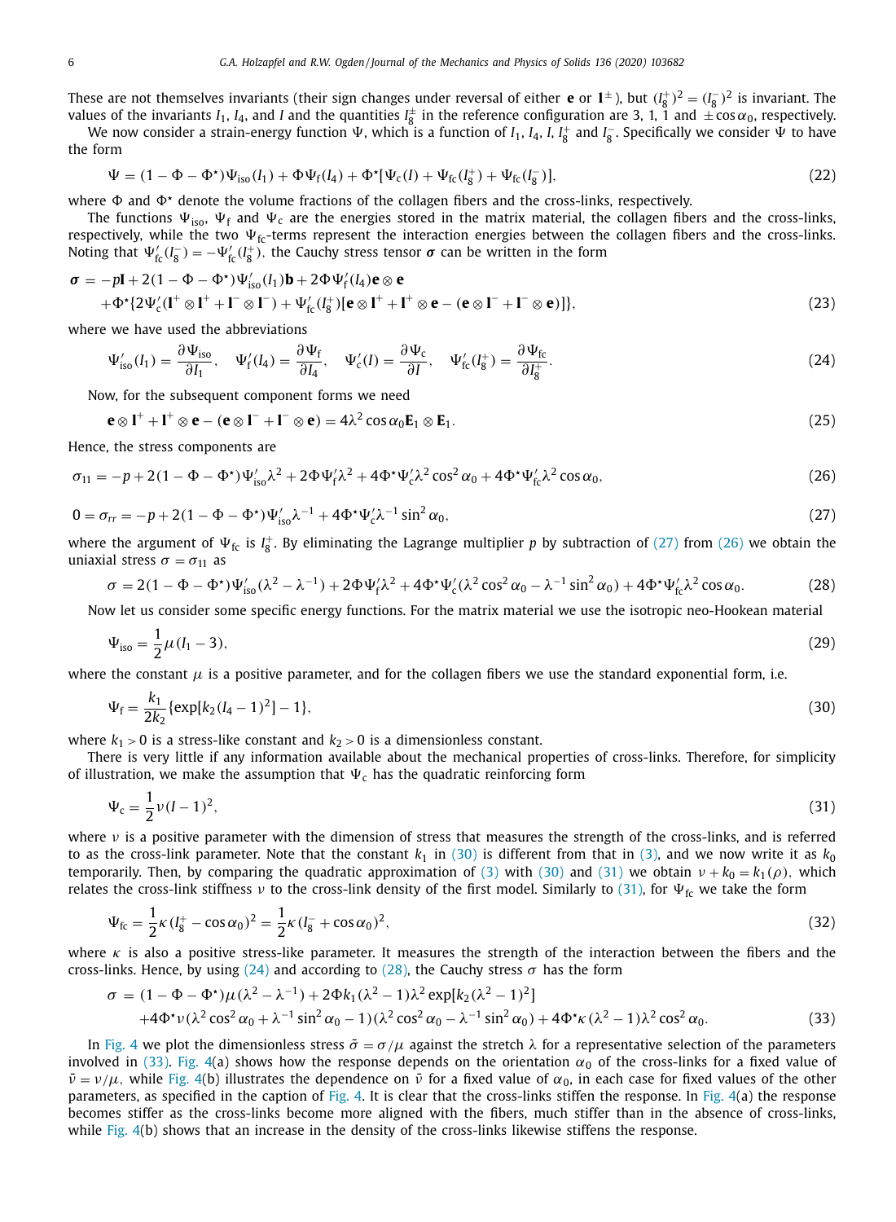These are not themselves invariants (their sign changes under reversal of either $\mathbf{e}$ or $\mathbf{l}^{\pm}$), but $(I_8^+)^2 = (I_8^-)^2$ is invariant. The values of the invariants $I_1$, $I_4$, and $I$ and the quantities $I_8^{\pm}$ in the reference configuration are 3, 1, 1 and $\pm\cos\alpha_0$, respectively.

We now consider a strain-energy function $\Psi$, which is a function of $I_1$, $I_4$, $I$, $I_8^+$ and $I_8^-$. Specifically we consider $\Psi$ to have the form

$$\Psi = (1 - \Phi - \Phi^\star)\Psi_{\rm iso}(I_1) + \Phi\Psi_{\rm f}(I_4) + \Phi^\star[\Psi_{\rm c}(I) + \Psi_{\rm fc}(I_8^+) + \Psi_{\rm fc}(I_8^-)], \tag{22}$$

where $\Phi$ and $\Phi^\star$ denote the volume fractions of the collagen fibers and the cross-links, respectively.

The functions $\Psi_{\rm iso}$, $\Psi_{\rm f}$ and $\Psi_{\rm c}$ are the energies stored in the matrix material, the collagen fibers and the cross-links, respectively, while the two $\Psi_{\rm fc}$-terms represent the interaction energies between the collagen fibers and the cross-links. Noting that $\Psi'_{\rm fc}(I_8^-) = -\Psi'_{\rm fc}(I_8^+)$, the Cauchy stress tensor $\boldsymbol{\sigma}$ can be written in the form

$$\begin{aligned}\boldsymbol{\sigma} &= -p\mathbf{I} + 2(1 - \Phi - \Phi^\star)\Psi'_{\rm iso}(I_1)\mathbf{b} + 2\Phi\Psi'_{\rm f}(I_4)\mathbf{e}\otimes\mathbf{e} \\ &\quad + \Phi^\star\{2\Psi'_{\rm c}(\mathbf{l}^+\otimes\mathbf{l}^+ + \mathbf{l}^-\otimes\mathbf{l}^-) + \Psi'_{\rm fc}(I_8^+)[\mathbf{e}\otimes\mathbf{l}^+ + \mathbf{l}^+\otimes\mathbf{e} - (\mathbf{e}\otimes\mathbf{l}^- + \mathbf{l}^-\otimes\mathbf{e})]\},\end{aligned} \tag{23}$$

where we have used the abbreviations

$$\Psi'_{\rm iso}(I_1) = \frac{\partial\Psi_{\rm iso}}{\partial I_1}, \quad \Psi'_{\rm f}(I_4) = \frac{\partial\Psi_{\rm f}}{\partial I_4}, \quad \Psi'_{\rm c}(I) = \frac{\partial\Psi_{\rm c}}{\partial I}, \quad \Psi'_{\rm fc}(I_8^+) = \frac{\partial\Psi_{\rm fc}}{\partial I_8^+}. \tag{24}$$

Now, for the subsequent component forms we need

$$\mathbf{e}\otimes\mathbf{l}^+ + \mathbf{l}^+\otimes\mathbf{e} - (\mathbf{e}\otimes\mathbf{l}^- + \mathbf{l}^-\otimes\mathbf{e}) = 4\lambda^2\cos\alpha_0\mathbf{E}_1\otimes\mathbf{E}_1. \tag{25}$$

Hence, the stress components are

$$\sigma_{11} = -p + 2(1 - \Phi - \Phi^\star)\Psi'_{\rm iso}\lambda^2 + 2\Phi\Psi'_{\rm f}\lambda^2 + 4\Phi^\star\Psi'_{\rm c}\lambda^2\cos^2\alpha_0 + 4\Phi^\star\Psi'_{\rm fc}\lambda^2\cos\alpha_0, \tag{26}$$

$$0 = \sigma_{rr} = -p + 2(1 - \Phi - \Phi^\star)\Psi'_{\rm iso}\lambda^{-1} + 4\Phi^\star\Psi'_{\rm c}\lambda^{-1}\sin^2\alpha_0, \tag{27}$$

where the argument of $\Psi_{\rm fc}$ is $I_8^+$. By eliminating the Lagrange multiplier $p$ by subtraction of (27) from (26) we obtain the uniaxial stress $\sigma = \sigma_{11}$ as

$$\sigma = 2(1 - \Phi - \Phi^\star)\Psi'_{\rm iso}(\lambda^2 - \lambda^{-1}) + 2\Phi\Psi'_{\rm f}\lambda^2 + 4\Phi^\star\Psi'_{\rm c}(\lambda^2\cos^2\alpha_0 - \lambda^{-1}\sin^2\alpha_0) + 4\Phi^\star\Psi'_{\rm fc}\lambda^2\cos\alpha_0. \tag{28}$$

Now let us consider some specific energy functions. For the matrix material we use the isotropic neo-Hookean material

$$\Psi_{\rm iso} = \frac{1}{2}\mu(I_1 - 3), \tag{29}$$

where the constant $\mu$ is a positive parameter, and for the collagen fibers we use the standard exponential form, i.e.

$$\Psi_{\rm f} = \frac{k_1}{2k_2}\{\exp[k_2(I_4 - 1)^2] - 1\}, \tag{30}$$

where $k_1 > 0$ is a stress-like constant and $k_2 > 0$ is a dimensionless constant.

There is very little if any information available about the mechanical properties of cross-links. Therefore, for simplicity of illustration, we make the assumption that $\Psi_{\rm c}$ has the quadratic reinforcing form

$$\Psi_{\rm c} = \frac{1}{2}\nu(I - 1)^2, \tag{31}$$

where $\nu$ is a positive parameter with the dimension of stress that measures the strength of the cross-links, and is referred to as the cross-link parameter. Note that the constant $k_1$ in (30) is different from that in (3), and we now write it as $k_0$ temporarily. Then, by comparing the quadratic approximation of (3) with (30) and (31) we obtain $\nu + k_0 = k_1(\rho)$, which relates the cross-link stiffness $\nu$ to the cross-link density of the first model. Similarly to (31), for $\Psi_{\rm fc}$ we take the form

$$\Psi_{\rm fc} = \frac{1}{2}\kappa(I_8^+ - \cos\alpha_0)^2 = \frac{1}{2}\kappa(I_8^- + \cos\alpha_0)^2, \tag{32}$$

where $\kappa$ is also a positive stress-like parameter. It measures the strength of the interaction between the fibers and the cross-links. Hence, by using (24) and according to (28), the Cauchy stress $\sigma$ has the form

$$\begin{aligned}\sigma &= (1 - \Phi - \Phi^\star)\mu(\lambda^2 - \lambda^{-1}) + 2\Phi k_1(\lambda^2 - 1)\lambda^2\exp[k_2(\lambda^2 - 1)^2] \\ &\quad + 4\Phi^\star\nu(\lambda^2\cos^2\alpha_0 + \lambda^{-1}\sin^2\alpha_0 - 1)(\lambda^2\cos^2\alpha_0 - \lambda^{-1}\sin^2\alpha_0) + 4\Phi^\star\kappa(\lambda^2 - 1)\lambda^2\cos^2\alpha_0.\end{aligned} \tag{33}$$

In Fig. 4 we plot the dimensionless stress $\bar{\sigma} = \sigma/\mu$ against the stretch $\lambda$ for a representative selection of the parameters involved in (33). Fig. 4(a) shows how the response depends on the orientation $\alpha_0$ of the cross-links for a fixed value of $\bar{\nu} = \nu/\mu$, while Fig. 4(b) illustrates the dependence on $\bar{\nu}$ for a fixed value of $\alpha_0$, in each case for fixed values of the other parameters, as specified in the caption of Fig. 4. It is clear that the cross-links stiffen the response. In Fig. 4(a) the response becomes stiffer as the cross-links become more aligned with the fibers, much stiffer than in the absence of cross-links, while Fig. 4(b) shows that an increase in the density of the cross-links likewise stiffens the response.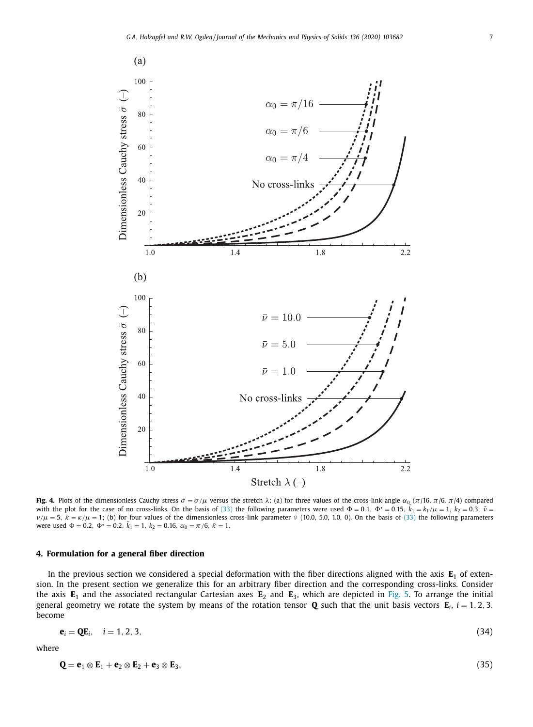**Fig. 4.** Plots of the dimensionless Cauchy stress $\bar{\sigma} = \sigma/\mu$ versus the stretch $\lambda$: (a) for three values of the cross-link angle $\alpha_0$ ($\pi/16$, $\pi/6$, $\pi/4$) compared with the plot for the case of no cross-links. On the basis of (33) the following parameters were used $\Phi = 0.1$, $\Phi^\star = 0.15$, $\bar{k}_1 = k_1/\mu = 1$, $k_2 = 0.3$, $\bar{\nu} = \nu/\mu = 5$, $\bar{\kappa} = \kappa/\mu = 1$; (b) for four values of the dimensionless cross-link parameter $\bar{\nu}$ (10.0, 5.0, 1.0, 0). On the basis of (33) the following parameters were used $\Phi = 0.2$, $\Phi^\star = 0.2$, $\bar{k}_1 = 1$, $k_2 = 0.16$, $\alpha_0 = \pi/6$, $\bar{\kappa} = 1$.

## 4. Formulation for a general fiber direction

In the previous section we considered a special deformation with the fiber directions aligned with the axis $\mathbf{E}_1$ of extension. In the present section we generalize this for an arbitrary fiber direction and the corresponding cross-links. Consider the axis $\mathbf{E}_1$ and the associated rectangular Cartesian axes $\mathbf{E}_2$ and $\mathbf{E}_3$, which are depicted in Fig. 5. To arrange the initial general geometry we rotate the system by means of the rotation tensor $\mathbf{Q}$ such that the unit basis vectors $\mathbf{E}_i$, $i = 1, 2, 3$, become

$$\mathbf{e}_i = \mathbf{Q}\mathbf{E}_i, \quad i = 1, 2, 3, \tag{34}$$

where

$$\mathbf{Q} = \mathbf{e}_1 \otimes \mathbf{E}_1 + \mathbf{e}_2 \otimes \mathbf{E}_2 + \mathbf{e}_3 \otimes \mathbf{E}_3, \tag{35}$$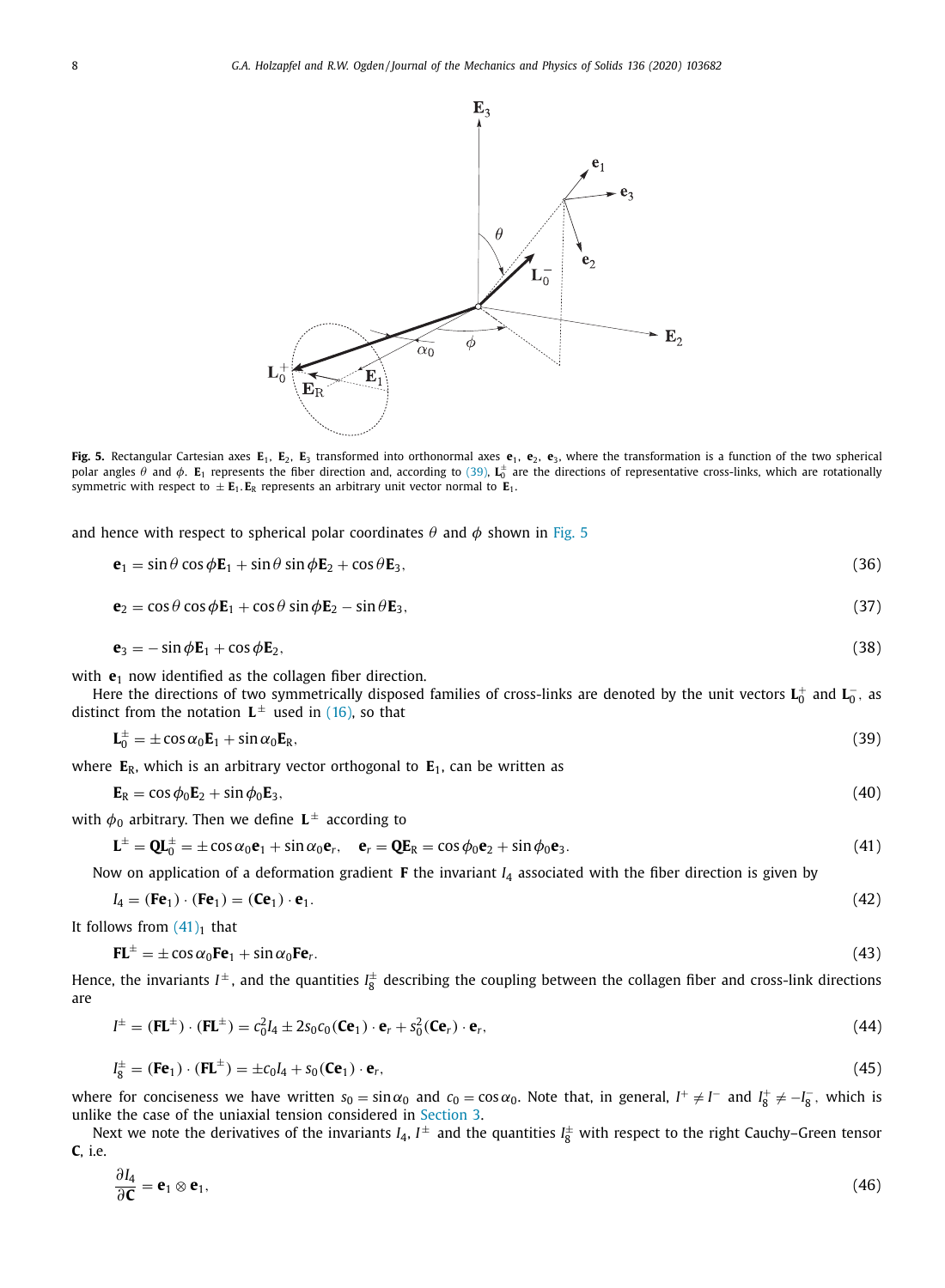**Fig. 5.** Rectangular Cartesian axes $\mathbf{E}_1$, $\mathbf{E}_2$, $\mathbf{E}_3$ transformed into orthonormal axes $\mathbf{e}_1$, $\mathbf{e}_2$, $\mathbf{e}_3$, where the transformation is a function of the two spherical polar angles $\theta$ and $\phi$. $\mathbf{E}_1$ represents the fiber direction and, according to (39), $\mathbf{L}_0^{\pm}$ are the directions of representative cross-links, which are rotationally symmetric with respect to $\pm\mathbf{E}_1$. $\mathbf{E}_\mathrm{R}$ represents an arbitrary unit vector normal to $\mathbf{E}_1$.

and hence with respect to spherical polar coordinates $\theta$ and $\phi$ shown in Fig. 5

$$\mathbf{e}_1 = \sin\theta\cos\phi\mathbf{E}_1 + \sin\theta\sin\phi\mathbf{E}_2 + \cos\theta\mathbf{E}_3, \tag{36}$$

$$\mathbf{e}_2 = \cos\theta\cos\phi\mathbf{E}_1 + \cos\theta\sin\phi\mathbf{E}_2 - \sin\theta\mathbf{E}_3, \tag{37}$$

$$\mathbf{e}_3 = -\sin\phi\mathbf{E}_1 + \cos\phi\mathbf{E}_2, \tag{38}$$

with $\mathbf{e}_1$ now identified as the collagen fiber direction.

Here the directions of two symmetrically disposed families of cross-links are denoted by the unit vectors $\mathbf{L}_0^+$ and $\mathbf{L}_0^-$, as distinct from the notation $\mathbf{L}^{\pm}$ used in (16), so that

$$\mathbf{L}_0^{\pm} = \pm\cos\alpha_0\mathbf{E}_1 + \sin\alpha_0\mathbf{E}_\mathrm{R}, \tag{39}$$

where $\mathbf{E}_\mathrm{R}$, which is an arbitrary vector orthogonal to $\mathbf{E}_1$, can be written as

$$\mathbf{E}_\mathrm{R} = \cos\phi_0\mathbf{E}_2 + \sin\phi_0\mathbf{E}_3, \tag{40}$$

with $\phi_0$ arbitrary. Then we define $\mathbf{L}^{\pm}$ according to

$$\mathbf{L}^{\pm} = \mathbf{Q}\mathbf{L}_0^{\pm} = \pm\cos\alpha_0\mathbf{e}_1 + \sin\alpha_0\mathbf{e}_r, \quad \mathbf{e}_r = \mathbf{Q}\mathbf{E}_\mathrm{R} = \cos\phi_0\mathbf{e}_2 + \sin\phi_0\mathbf{e}_3. \tag{41}$$

Now on application of a deformation gradient $\mathbf{F}$ the invariant $I_4$ associated with the fiber direction is given by

$$I_4 = (\mathbf{F}\mathbf{e}_1)\cdot(\mathbf{F}\mathbf{e}_1) = (\mathbf{C}\mathbf{e}_1)\cdot\mathbf{e}_1. \tag{42}$$

It follows from $(41)_1$ that

$$\mathbf{F}\mathbf{L}^{\pm} = \pm\cos\alpha_0\mathbf{F}\mathbf{e}_1 + \sin\alpha_0\mathbf{F}\mathbf{e}_r. \tag{43}$$

Hence, the invariants $I^{\pm}$, and the quantities $I_8^{\pm}$ describing the coupling between the collagen fiber and cross-link directions are

$$I^{\pm} = (\mathbf{F}\mathbf{L}^{\pm})\cdot(\mathbf{F}\mathbf{L}^{\pm}) = c_0^2 I_4 \pm 2s_0c_0(\mathbf{C}\mathbf{e}_1)\cdot\mathbf{e}_r + s_0^2(\mathbf{C}\mathbf{e}_r)\cdot\mathbf{e}_r, \tag{44}$$

$$I_8^{\pm} = (\mathbf{F}\mathbf{e}_1)\cdot(\mathbf{F}\mathbf{L}^{\pm}) = \pm c_0 I_4 + s_0(\mathbf{C}\mathbf{e}_1)\cdot\mathbf{e}_r, \tag{45}$$

where for conciseness we have written $s_0 = \sin\alpha_0$ and $c_0 = \cos\alpha_0$. Note that, in general, $I^+ \neq I^-$ and $I_8^+ \neq -I_8^-$, which is unlike the case of the uniaxial tension considered in Section 3.

Next we note the derivatives of the invariants $I_4$, $I^{\pm}$ and the quantities $I_8^{\pm}$ with respect to the right Cauchy–Green tensor $\mathbf{C}$, i.e.

$$\frac{\partial I_4}{\partial \mathbf{C}} = \mathbf{e}_1 \otimes \mathbf{e}_1, \tag{46}$$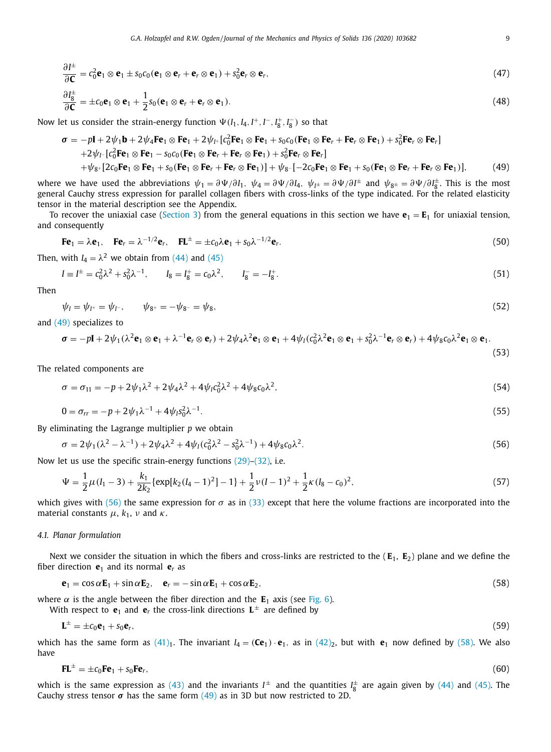$$\frac{\partial I^{\pm}}{\partial \mathbf{C}} = c_0^2 \mathbf{e}_1 \otimes \mathbf{e}_1 \pm s_0 c_0 (\mathbf{e}_1 \otimes \mathbf{e}_r + \mathbf{e}_r \otimes \mathbf{e}_1) + s_0^2 \mathbf{e}_r \otimes \mathbf{e}_r, \tag{47}$$

$$\frac{\partial I_8^{\pm}}{\partial \mathbf{C}} = \pm c_0 \mathbf{e}_1 \otimes \mathbf{e}_1 + \frac{1}{2} s_0 (\mathbf{e}_1 \otimes \mathbf{e}_r + \mathbf{e}_r \otimes \mathbf{e}_1). \tag{48}$$

Now let us consider the strain-energy function $\Psi(I_1, I_4, I^+, I^-, I_8^+, I_8^-)$ so that

$$\begin{aligned}
\boldsymbol{\sigma} = & -p\mathbf{I} + 2\psi_1 \mathbf{b} + 2\psi_4 \mathbf{F}\mathbf{e}_1 \otimes \mathbf{F}\mathbf{e}_1 + 2\psi_{I^+}[c_0^2 \mathbf{F}\mathbf{e}_1 \otimes \mathbf{F}\mathbf{e}_1 + s_0 c_0 (\mathbf{F}\mathbf{e}_1 \otimes \mathbf{F}\mathbf{e}_r + \mathbf{F}\mathbf{e}_r \otimes \mathbf{F}\mathbf{e}_1) + s_0^2 \mathbf{F}\mathbf{e}_r \otimes \mathbf{F}\mathbf{e}_r] \\
& + 2\psi_{I^-}[c_0^2 \mathbf{F}\mathbf{e}_1 \otimes \mathbf{F}\mathbf{e}_1 - s_0 c_0 (\mathbf{F}\mathbf{e}_1 \otimes \mathbf{F}\mathbf{e}_r + \mathbf{F}\mathbf{e}_r \otimes \mathbf{F}\mathbf{e}_1) + s_0^2 \mathbf{F}\mathbf{e}_r \otimes \mathbf{F}\mathbf{e}_r] \\
& + \psi_{8^+}[2c_0 \mathbf{F}\mathbf{e}_1 \otimes \mathbf{F}\mathbf{e}_1 + s_0 (\mathbf{F}\mathbf{e}_1 \otimes \mathbf{F}\mathbf{e}_r + \mathbf{F}\mathbf{e}_r \otimes \mathbf{F}\mathbf{e}_1)] + \psi_{8^-}[-2c_0 \mathbf{F}\mathbf{e}_1 \otimes \mathbf{F}\mathbf{e}_1 + s_0 (\mathbf{F}\mathbf{e}_1 \otimes \mathbf{F}\mathbf{e}_r + \mathbf{F}\mathbf{e}_r \otimes \mathbf{F}\mathbf{e}_1)],
\end{aligned} \tag{49}$$

where we have used the abbreviations $\psi_1 = \partial\Psi/\partial I_1$, $\psi_4 = \partial\Psi/\partial I_4$, $\psi_{I^{\pm}} = \partial\Psi/\partial I^{\pm}$ and $\psi_{8^{\pm}} = \partial\Psi/\partial I_8^{\pm}$. This is the most general Cauchy stress expression for parallel collagen fibers with cross-links of the type indicated. For the related elasticity tensor in the material description see the Appendix.

To recover the uniaxial case (Section 3) from the general equations in this section we have $\mathbf{e}_1 = \mathbf{E}_1$ for uniaxial tension, and consequently

$$\mathbf{F}\mathbf{e}_1 = \lambda \mathbf{e}_1, \quad \mathbf{F}\mathbf{e}_r = \lambda^{-1/2} \mathbf{e}_r, \quad \mathbf{F}\mathbf{L}^{\pm} = \pm c_0 \lambda \mathbf{e}_1 + s_0 \lambda^{-1/2} \mathbf{e}_r. \tag{50}$$

Then, with $I_4 = \lambda^2$ we obtain from (44) and (45)

$$I \equiv I^{\pm} = c_0^2 \lambda^2 + s_0^2 \lambda^{-1}, \qquad I_8 = I_8^+ = c_0 \lambda^2, \qquad I_8^- = -I_8^+. \tag{51}$$

Then

$$\psi_I = \psi_{I^+} = \psi_{I^-}, \qquad \psi_{8^+} = -\psi_{8^-} = \psi_8, \tag{52}$$

and (49) specializes to

$$\boldsymbol{\sigma} = -p\mathbf{I} + 2\psi_1 (\lambda^2 \mathbf{e}_1 \otimes \mathbf{e}_1 + \lambda^{-1} \mathbf{e}_r \otimes \mathbf{e}_r) + 2\psi_4 \lambda^2 \mathbf{e}_1 \otimes \mathbf{e}_1 + 4\psi_I (c_0^2 \lambda^2 \mathbf{e}_1 \otimes \mathbf{e}_1 + s_0^2 \lambda^{-1} \mathbf{e}_r \otimes \mathbf{e}_r) + 4\psi_8 c_0 \lambda^2 \mathbf{e}_1 \otimes \mathbf{e}_1. \tag{53}$$

The related components are

$$\sigma = \sigma_{11} = -p + 2\psi_1 \lambda^2 + 2\psi_4 \lambda^2 + 4\psi_I c_0^2 \lambda^2 + 4\psi_8 c_0 \lambda^2, \tag{54}$$

$$0 = \sigma_{rr} = -p + 2\psi_1 \lambda^{-1} + 4\psi_I s_0^2 \lambda^{-1}. \tag{55}$$

By eliminating the Lagrange multiplier $p$ we obtain

$$\sigma = 2\psi_1 (\lambda^2 - \lambda^{-1}) + 2\psi_4 \lambda^2 + 4\psi_I (c_0^2 \lambda^2 - s_0^2 \lambda^{-1}) + 4\psi_8 c_0 \lambda^2. \tag{56}$$

Now let us use the specific strain-energy functions (29)–(32), i.e.

$$\Psi = \frac{1}{2}\mu(I_1 - 3) + \frac{k_1}{2k_2}\{\exp[k_2(I_4 - 1)^2] - 1\} + \frac{1}{2}\nu(I - 1)^2 + \frac{1}{2}\kappa(I_8 - c_0)^2, \tag{57}$$

which gives with (56) the same expression for $\sigma$ as in (33) except that here the volume fractions are incorporated into the material constants $\mu$, $k_1$, $\nu$ and $\kappa$.

### 4.1. Planar formulation

Next we consider the situation in which the fibers and cross-links are restricted to the ($\mathbf{E}_1$, $\mathbf{E}_2$) plane and we define the fiber direction $\mathbf{e}_1$ and its normal $\mathbf{e}_r$ as

$$\mathbf{e}_1 = \cos\alpha \mathbf{E}_1 + \sin\alpha \mathbf{E}_2, \quad \mathbf{e}_r = -\sin\alpha \mathbf{E}_1 + \cos\alpha \mathbf{E}_2, \tag{58}$$

where $\alpha$ is the angle between the fiber direction and the $\mathbf{E}_1$ axis (see Fig. 6).

With respect to $\mathbf{e}_1$ and $\mathbf{e}_r$ the cross-link directions $\mathbf{L}^{\pm}$ are defined by

$$\mathbf{L}^{\pm} = \pm c_0 \mathbf{e}_1 + s_0 \mathbf{e}_r, \tag{59}$$

which has the same form as $(41)_1$. The invariant $I_4 = (\mathbf{C}\mathbf{e}_1) \cdot \mathbf{e}_1$, as in $(42)_2$, but with $\mathbf{e}_1$ now defined by (58). We also have

$$\mathbf{F}\mathbf{L}^{\pm} = \pm c_0 \mathbf{F}\mathbf{e}_1 + s_0 \mathbf{F}\mathbf{e}_r, \tag{60}$$

which is the same expression as (43) and the invariants $I^{\pm}$ and the quantities $I_8^{\pm}$ are again given by (44) and (45). The Cauchy stress tensor $\boldsymbol{\sigma}$ has the same form (49) as in 3D but now restricted to 2D.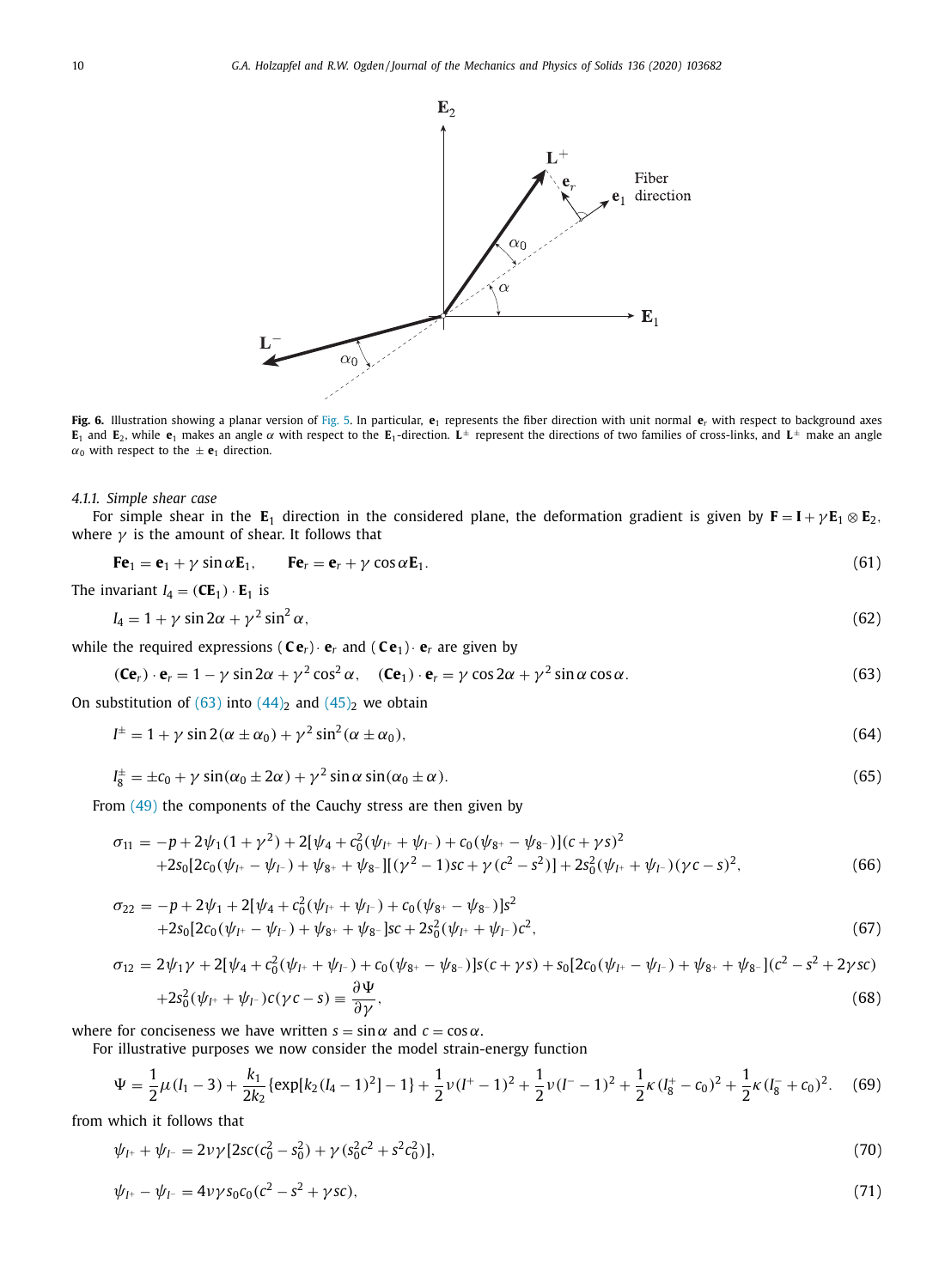**Fig. 6.** Illustration showing a planar version of Fig. 5. In particular, $\mathbf{e}_1$ represents the fiber direction with unit normal $\mathbf{e}_r$ with respect to background axes $\mathbf{E}_1$ and $\mathbf{E}_2$, while $\mathbf{e}_1$ makes an angle $\alpha$ with respect to the $\mathbf{E}_1$-direction. $\mathbf{L}^{\pm}$ represent the directions of two families of cross-links, and $\mathbf{L}^{\pm}$ make an angle $\alpha_0$ with respect to the $\pm\,\mathbf{e}_1$ direction.

#### 4.1.1. Simple shear case

For simple shear in the $\mathbf{E}_1$ direction in the considered plane, the deformation gradient is given by $\mathbf{F} = \mathbf{I} + \gamma\mathbf{E}_1 \otimes \mathbf{E}_2$, where $\gamma$ is the amount of shear. It follows that

$$\mathbf{F}\mathbf{e}_1 = \mathbf{e}_1 + \gamma\sin\alpha\mathbf{E}_1, \qquad \mathbf{F}\mathbf{e}_r = \mathbf{e}_r + \gamma\cos\alpha\mathbf{E}_1. \tag{61}$$

The invariant $I_4 = (\mathbf{C}\mathbf{E}_1)\cdot\mathbf{E}_1$ is

$$I_4 = 1 + \gamma\sin 2\alpha + \gamma^2\sin^2\alpha, \tag{62}$$

while the required expressions $(\mathbf{C}\mathbf{e}_r)\cdot\mathbf{e}_r$ and $(\mathbf{C}\mathbf{e}_1)\cdot\mathbf{e}_r$ are given by

$$(\mathbf{C}\mathbf{e}_r)\cdot\mathbf{e}_r = 1 - \gamma\sin 2\alpha + \gamma^2\cos^2\alpha, \quad (\mathbf{C}\mathbf{e}_1)\cdot\mathbf{e}_r = \gamma\cos 2\alpha + \gamma^2\sin\alpha\cos\alpha. \tag{63}$$

On substitution of (63) into $(44)_2$ and $(45)_2$ we obtain

$$I^{\pm} = 1 + \gamma\sin 2(\alpha \pm \alpha_0) + \gamma^2\sin^2(\alpha \pm \alpha_0), \tag{64}$$

$$I_8^{\pm} = \pm c_0 + \gamma\sin(\alpha_0 \pm 2\alpha) + \gamma^2\sin\alpha\sin(\alpha_0 \pm \alpha). \tag{65}$$

From (49) the components of the Cauchy stress are then given by

$$\begin{aligned}\sigma_{11} = {}& -p + 2\psi_1(1+\gamma^2) + 2[\psi_4 + c_0^2(\psi_{I^+} + \psi_{I^-}) + c_0(\psi_{8^+} - \psi_{8^-})](c + \gamma s)^2 \\ & + 2s_0[2c_0(\psi_{I^+} - \psi_{I^-}) + \psi_{8^+} + \psi_{8^-}][(\gamma^2 - 1)sc + \gamma(c^2 - s^2)] + 2s_0^2(\psi_{I^+} + \psi_{I^-})(\gamma c - s)^2,\end{aligned} \tag{66}$$

$$\begin{aligned}\sigma_{22} = {}& -p + 2\psi_1 + 2[\psi_4 + c_0^2(\psi_{I^+} + \psi_{I^-}) + c_0(\psi_{8^+} - \psi_{8^-})]s^2 \\ & + 2s_0[2c_0(\psi_{I^+} - \psi_{I^-}) + \psi_{8^+} + \psi_{8^-}]sc + 2s_0^2(\psi_{I^+} + \psi_{I^-})c^2,\end{aligned} \tag{67}$$

$$\begin{aligned}\sigma_{12} = {}& 2\psi_1\gamma + 2[\psi_4 + c_0^2(\psi_{I^+} + \psi_{I^-}) + c_0(\psi_{8^+} - \psi_{8^-})]s(c + \gamma s) + s_0[2c_0(\psi_{I^+} - \psi_{I^-}) + \psi_{8^+} + \psi_{8^-}](c^2 - s^2 + 2\gamma sc) \\ & + 2s_0^2(\psi_{I^+} + \psi_{I^-})c(\gamma c - s) \equiv \frac{\partial\Psi}{\partial\gamma},\end{aligned} \tag{68}$$

where for conciseness we have written $s = \sin\alpha$ and $c = \cos\alpha$.

For illustrative purposes we now consider the model strain-energy function

$$\Psi = \frac{1}{2}\mu(I_1 - 3) + \frac{k_1}{2k_2}\{\exp[k_2(I_4 - 1)^2] - 1\} + \frac{1}{2}\nu(I^+ - 1)^2 + \frac{1}{2}\nu(I^- - 1)^2 + \frac{1}{2}\kappa(I_8^+ - c_0)^2 + \frac{1}{2}\kappa(I_8^- + c_0)^2. \tag{69}$$

from which it follows that

$$\psi_{I^+} + \psi_{I^-} = 2\nu\gamma[2sc(c_0^2 - s_0^2) + \gamma(s_0^2c^2 + s^2c_0^2)], \tag{70}$$

$$\psi_{I^+} - \psi_{I^-} = 4\nu\gamma s_0c_0(c^2 - s^2 + \gamma sc), \tag{71}$$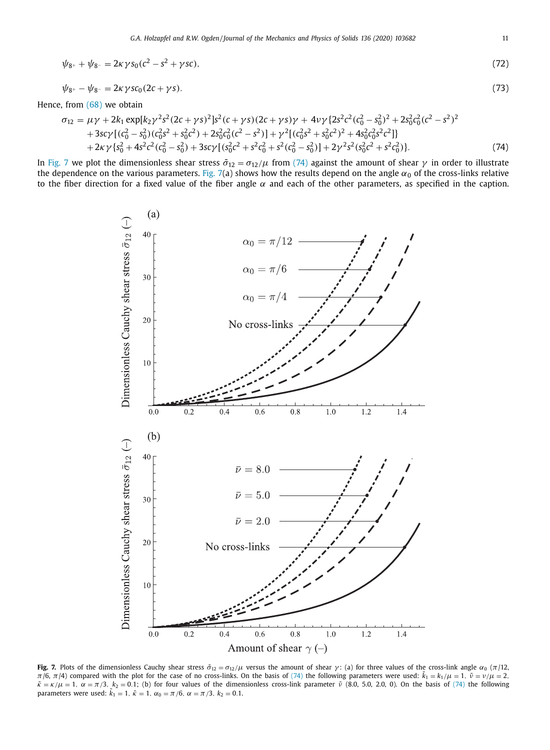$$\psi_{8^+} + \psi_{8^-} = 2\kappa\gamma s_0(c^2 - s^2 + \gamma sc), \tag{72}$$

$$\psi_{8^+} - \psi_{8^-} = 2\kappa\gamma s c_0(2c + \gamma s). \tag{73}$$

Hence, from (68) we obtain

$$\begin{aligned}
\sigma_{12} = \mu\gamma &+ 2k_1 \exp[k_2\gamma^2 s^2(2c+\gamma s)^2]s^2(c+\gamma s)(2c+\gamma s)\gamma + 4\nu\gamma\{2s^2c^2(c_0^2 - s_0^2)^2 + 2s_0^2c_0^2(c^2 - s^2)^2 \\
&+ 3sc\gamma[(c_0^2 - s_0^2)(c_0^2 s^2 + s_0^2 c^2) + 2s_0^2 c_0^2(c^2 - s^2)] + \gamma^2[(c_0^2 s^2 + s_0^2 c^2)^2 + 4s_0^2 c_0^2 s^2 c^2]\} \\
&+ 2\kappa\gamma\{s_0^2 + 4s^2c^2(c_0^2 - s_0^2) + 3sc\gamma[(s_0^2c^2 + s^2c_0^2 + s^2(c_0^2 - s_0^2)] + 2\gamma^2 s^2(s_0^2c^2 + s^2c_0^2)\}.
\end{aligned} \tag{74}$$

In Fig. 7 we plot the dimensionless shear stress $\bar{\sigma}_{12} = \sigma_{12}/\mu$ from (74) against the amount of shear $\gamma$ in order to illustrate the dependence on the various parameters. Fig. 7(a) shows how the results depend on the angle $\alpha_0$ of the cross-links relative to the fiber direction for a fixed value of the fiber angle $\alpha$ and each of the other parameters, as specified in the caption.

**Fig. 7.** Plots of the dimensionless Cauchy shear stress $\bar{\sigma}_{12} = \sigma_{12}/\mu$ versus the amount of shear $\gamma$: (a) for three values of the cross-link angle $\alpha_0$ ($\pi/12$, $\pi/6$, $\pi/4$) compared with the plot for the case of no cross-links. On the basis of (74) the following parameters were used: $\bar{k}_1 = k_1/\mu = 1$, $\bar{\nu} = \nu/\mu = 2$, $\bar{\kappa} = \kappa/\mu = 1$, $\alpha = \pi/3$, $k_2 = 0.1$; (b) for four values of the dimensionless cross-link parameter $\bar{\nu}$ (8.0, 5.0, 2.0, 0). On the basis of (74) the following parameters were used: $\bar{k}_1 = 1$, $\bar{\kappa} = 1$, $\alpha_0 = \pi/6$, $\alpha = \pi/3$, $k_2 = 0.1$.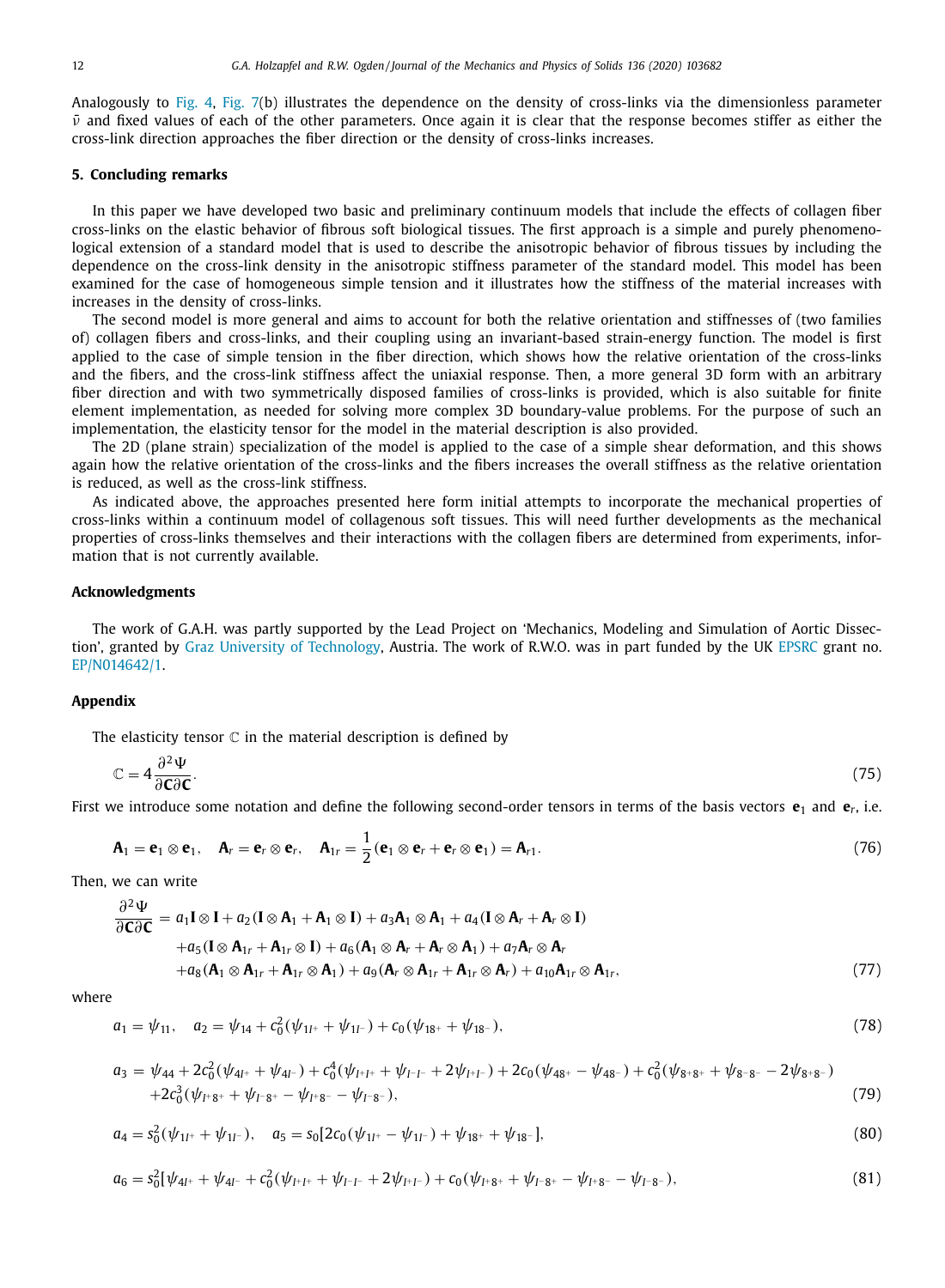Analogously to Fig. 4, Fig. 7(b) illustrates the dependence on the density of cross-links via the dimensionless parameter $\bar{\nu}$ and fixed values of each of the other parameters. Once again it is clear that the response becomes stiffer as either the cross-link direction approaches the fiber direction or the density of cross-links increases.

## 5. Concluding remarks

In this paper we have developed two basic and preliminary continuum models that include the effects of collagen fiber cross-links on the elastic behavior of fibrous soft biological tissues. The first approach is a simple and purely phenomenological extension of a standard model that is used to describe the anisotropic behavior of fibrous tissues by including the dependence on the cross-link density in the anisotropic stiffness parameter of the standard model. This model has been examined for the case of homogeneous simple tension and it illustrates how the stiffness of the material increases with increases in the density of cross-links.

The second model is more general and aims to account for both the relative orientation and stiffnesses of (two families of) collagen fibers and cross-links, and their coupling using an invariant-based strain-energy function. The model is first applied to the case of simple tension in the fiber direction, which shows how the relative orientation of the cross-links and the fibers, and the cross-link stiffness affect the uniaxial response. Then, a more general 3D form with an arbitrary fiber direction and with two symmetrically disposed families of cross-links is provided, which is also suitable for finite element implementation, as needed for solving more complex 3D boundary-value problems. For the purpose of such an implementation, the elasticity tensor for the model in the material description is also provided.

The 2D (plane strain) specialization of the model is applied to the case of a simple shear deformation, and this shows again how the relative orientation of the cross-links and the fibers increases the overall stiffness as the relative orientation is reduced, as well as the cross-link stiffness.

As indicated above, the approaches presented here form initial attempts to incorporate the mechanical properties of cross-links within a continuum model of collagenous soft tissues. This will need further developments as the mechanical properties of cross-links themselves and their interactions with the collagen fibers are determined from experiments, information that is not currently available.

## Acknowledgments

The work of G.A.H. was partly supported by the Lead Project on 'Mechanics, Modeling and Simulation of Aortic Dissection', granted by Graz University of Technology, Austria. The work of R.W.O. was in part funded by the UK EPSRC grant no. EP/N014642/1.

## Appendix

The elasticity tensor $\mathbb{C}$ in the material description is defined by

$$\mathbb{C} = 4\frac{\partial^2 \Psi}{\partial \mathbf{C} \partial \mathbf{C}}. \tag{75}$$

First we introduce some notation and define the following second-order tensors in terms of the basis vectors $\mathbf{e}_1$ and $\mathbf{e}_r$, i.e.

$$\mathbf{A}_1 = \mathbf{e}_1 \otimes \mathbf{e}_1, \quad \mathbf{A}_r = \mathbf{e}_r \otimes \mathbf{e}_r, \quad \mathbf{A}_{1r} = \frac{1}{2}(\mathbf{e}_1 \otimes \mathbf{e}_r + \mathbf{e}_r \otimes \mathbf{e}_1) = \mathbf{A}_{r1}. \tag{76}$$

Then, we can write

$$\begin{aligned}\frac{\partial^2 \Psi}{\partial \mathbf{C} \partial \mathbf{C}} = {} & a_1 \mathbf{I} \otimes \mathbf{I} + a_2(\mathbf{I} \otimes \mathbf{A}_1 + \mathbf{A}_1 \otimes \mathbf{I}) + a_3 \mathbf{A}_1 \otimes \mathbf{A}_1 + a_4(\mathbf{I} \otimes \mathbf{A}_r + \mathbf{A}_r \otimes \mathbf{I}) \\ & + a_5(\mathbf{I} \otimes \mathbf{A}_{1r} + \mathbf{A}_{1r} \otimes \mathbf{I}) + a_6(\mathbf{A}_1 \otimes \mathbf{A}_r + \mathbf{A}_r \otimes \mathbf{A}_1) + a_7 \mathbf{A}_r \otimes \mathbf{A}_r \\ & + a_8(\mathbf{A}_1 \otimes \mathbf{A}_{1r} + \mathbf{A}_{1r} \otimes \mathbf{A}_1) + a_9(\mathbf{A}_r \otimes \mathbf{A}_{1r} + \mathbf{A}_{1r} \otimes \mathbf{A}_r) + a_{10} \mathbf{A}_{1r} \otimes \mathbf{A}_{1r},\end{aligned} \tag{77}$$

where

$$a_1 = \psi_{11}, \quad a_2 = \psi_{14} + c_0^2(\psi_{1I^+} + \psi_{1I^-}) + c_0(\psi_{18^+} + \psi_{18^-}), \tag{78}$$

$$\begin{aligned}a_3 = {} & \psi_{44} + 2c_0^2(\psi_{4I^+} + \psi_{4I^-}) + c_0^4(\psi_{I^+I^+} + \psi_{I^-I^-} + 2\psi_{I^+I^-}) + 2c_0(\psi_{48^+} - \psi_{48^-}) + c_0^2(\psi_{8^+8^+} + \psi_{8^-8^-} - 2\psi_{8^+8^-}) \\ & + 2c_0^3(\psi_{I^+8^+} + \psi_{I^-8^+} - \psi_{I^+8^-} - \psi_{I^-8^-}),\end{aligned} \tag{79}$$

$$a_4 = s_0^2(\psi_{1I^+} + \psi_{1I^-}), \quad a_5 = s_0[2c_0(\psi_{1I^+} - \psi_{1I^-}) + \psi_{18^+} + \psi_{18^-}], \tag{80}$$

$$a_6 = s_0^2[\psi_{4I^+} + \psi_{4I^-} + c_0^2(\psi_{I^+I^+} + \psi_{I^-I^-} + 2\psi_{I^+I^-}) + c_0(\psi_{I^+8^+} + \psi_{I^-8^+} - \psi_{I^+8^-} - \psi_{I^-8^-}), \tag{81}$$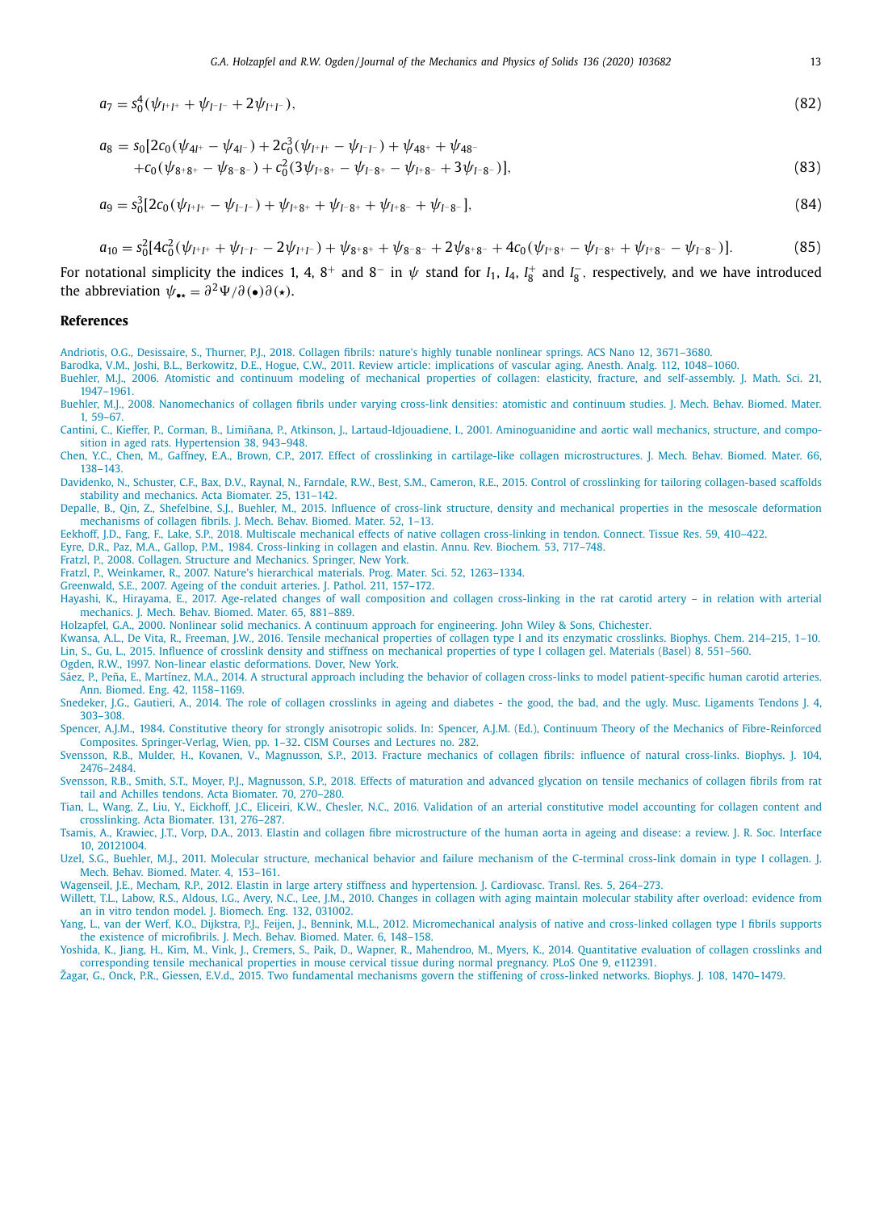$$a_7 = s_0^4(\psi_{I^+I^+} + \psi_{I^-I^-} + 2\psi_{I^+I^-}), \tag{82}$$

$$\begin{aligned} a_8 = {} & s_0[2c_0(\psi_{4I^+} - \psi_{4I^-}) + 2c_0^3(\psi_{I^+I^+} - \psi_{I^-I^-}) + \psi_{48^+} + \psi_{48^-} \\ & + c_0(\psi_{8^+8^+} - \psi_{8^-8^-}) + c_0^2(3\psi_{I^+8^+} - \psi_{I^-8^+} - \psi_{I^+8^-} + 3\psi_{I^-8^-})], \end{aligned} \tag{83}$$

$$a_9 = s_0^3[2c_0(\psi_{I^+I^+} - \psi_{I^-I^-}) + \psi_{I^+8^+} + \psi_{I^-8^+} + \psi_{I^+8^-} + \psi_{I^-8^-}], \tag{84}$$

$$a_{10} = s_0^2[4c_0^2(\psi_{I^+I^+} + \psi_{I^-I^-} - 2\psi_{I^+I^-}) + \psi_{8^+8^+} + \psi_{8^-8^-} + 2\psi_{8^+8^-} + 4c_0(\psi_{I^+8^+} - \psi_{I^-8^+} + \psi_{I^+8^-} - \psi_{I^-8^-})]. \tag{85}$$

For notational simplicity the indices 1, 4, $8^+$ and $8^-$ in $\psi$ stand for $I_1$, $I_4$, $I_8^+$ and $I_8^-$, respectively, and we have introduced the abbreviation $\psi_{\bullet\star} = \partial^2\Psi/\partial(\bullet)\partial(\star)$.

## References

Andriotis, O.G., Desissaire, S., Thurner, P.J., 2018. Collagen fibrils: nature's highly tunable nonlinear springs. ACS Nano 12, 3671–3680.

Barodka, V.M., Joshi, B.L., Berkowitz, D.E., Hogue, C.W., 2011. Review article: implications of vascular aging. Anesth. Analg. 112, 1048–1060.

Buehler, M.J., 2006. Atomistic and continuum modeling of mechanical properties of collagen: elasticity, fracture, and self-assembly. J. Math. Sci. 21, 1947–1961.

Buehler, M.J., 2008. Nanomechanics of collagen fibrils under varying cross-link densities: atomistic and continuum studies. J. Mech. Behav. Biomed. Mater. 1, 59–67.

Cantini, C., Kieffer, P., Corman, B., Limiñana, P., Atkinson, J., Lartaud-Idjouadiene, I., 2001. Aminoguanidine and aortic wall mechanics, structure, and composition in aged rats. Hypertension 38, 943–948.

Chen, Y.C., Chen, M., Gaffney, E.A., Brown, C.P., 2017. Effect of crosslinking in cartilage-like collagen microstructures. J. Mech. Behav. Biomed. Mater. 66, 138–143.

Davidenko, N., Schuster, C.F., Bax, D.V., Raynal, N., Farndale, R.W., Best, S.M., Cameron, R.E., 2015. Control of crosslinking for tailoring collagen-based scaffolds stability and mechanics. Acta Biomater. 25, 131–142.

Depalle, B., Qin, Z., Shefelbine, S.J., Buehler, M., 2015. Influence of cross-link structure, density and mechanical properties in the mesoscale deformation mechanisms of collagen fibrils. J. Mech. Behav. Biomed. Mater. 52, 1–13.

Eekhoff, J.D., Fang, F., Lake, S.P., 2018. Multiscale mechanical effects of native collagen cross-linking in tendon. Connect. Tissue Res. 59, 410–422.

Eyre, D.R., Paz, M.A., Gallop, P.M., 1984. Cross-linking in collagen and elastin. Annu. Rev. Biochem. 53, 717–748.

Fratzl, P., 2008. Collagen. Structure and Mechanics. Springer, New York.

Fratzl, P., Weinkamer, R., 2007. Nature's hierarchical materials. Prog. Mater. Sci. 52, 1263–1334.

Greenwald, S.E., 2007. Ageing of the conduit arteries. J. Pathol. 211, 157–172.

Hayashi, K., Hirayama, E., 2017. Age-related changes of wall composition and collagen cross-linking in the rat carotid artery – in relation with arterial mechanics. J. Mech. Behav. Biomed. Mater. 65, 881–889.

Holzapfel, G.A., 2000. Nonlinear solid mechanics. A continuum approach for engineering. John Wiley & Sons, Chichester.

Kwansa, A.L., De Vita, R., Freeman, J.W., 2016. Tensile mechanical properties of collagen type I and its enzymatic crosslinks. Biophys. Chem. 214–215, 1–10.

Lin, S., Gu, L., 2015. Influence of crosslink density and stiffness on mechanical properties of type I collagen gel. Materials (Basel) 8, 551–560.

Ogden, R.W., 1997. Non-linear elastic deformations. Dover, New York.

Sáez, P., Peña, E., Martínez, M.A., 2014. A structural approach including the behavior of collagen cross-links to model patient-specific human carotid arteries. Ann. Biomed. Eng. 42, 1158–1169.

Snedeker, J.G., Gautieri, A., 2014. The role of collagen crosslinks in ageing and diabetes - the good, the bad, and the ugly. Musc. Ligaments Tendons J. 4, 303–308.

Spencer, A.J.M., 1984. Constitutive theory for strongly anisotropic solids. In: Spencer, A.J.M. (Ed.), Continuum Theory of the Mechanics of Fibre-Reinforced Composites. Springer-Verlag, Wien, pp. 1–32. CISM Courses and Lectures no. 282.

Svensson, R.B., Mulder, H., Kovanen, V., Magnusson, S.P., 2013. Fracture mechanics of collagen fibrils: influence of natural cross-links. Biophys. J. 104, 2476–2484.

Svensson, R.B., Smith, S.T., Moyer, P.J., Magnusson, S.P., 2018. Effects of maturation and advanced glycation on tensile mechanics of collagen fibrils from rat tail and Achilles tendons. Acta Biomater. 70, 270–280.

Tian, L., Wang, Z., Liu, Y., Eickhoff, J.C., Eliceiri, K.W., Chesler, N.C., 2016. Validation of an arterial constitutive model accounting for collagen content and crosslinking. Acta Biomater. 131, 276–287.

Tsamis, A., Krawiec, J.T., Vorp, D.A., 2013. Elastin and collagen fibre microstructure of the human aorta in ageing and disease: a review. J. R. Soc. Interface 10, 20121004.

Uzel, S.G., Buehler, M.J., 2011. Molecular structure, mechanical behavior and failure mechanism of the C-terminal cross-link domain in type I collagen. J. Mech. Behav. Biomed. Mater. 4, 153–161.

Wagenseil, J.E., Mecham, R.P., 2012. Elastin in large artery stiffness and hypertension. J. Cardiovasc. Transl. Res. 5, 264–273.

Willett, T.L., Labow, R.S., Aldous, I.G., Avery, N.C., Lee, J.M., 2010. Changes in collagen with aging maintain molecular stability after overload: evidence from an in vitro tendon model. J. Biomech. Eng. 132, 031002.

Yang, L., van der Werf, K.O., Dijkstra, P.J., Feijen, J., Bennink, M.L., 2012. Micromechanical analysis of native and cross-linked collagen type I fibrils supports the existence of microfibrils. J. Mech. Behav. Biomed. Mater. 6, 148–158.

Yoshida, K., Jiang, H., Kim, M., Vink, J., Cremers, S., Paik, D., Wapner, R., Mahendroo, M., Myers, K., 2014. Quantitative evaluation of collagen crosslinks and corresponding tensile mechanical properties in mouse cervical tissue during normal pregnancy. PLoS One 9, e112391.

Žagar, G., Onck, P.R., Giessen, E.V.d., 2015. Two fundamental mechanisms govern the stiffening of cross-linked networks. Biophys. J. 108, 1470–1479.